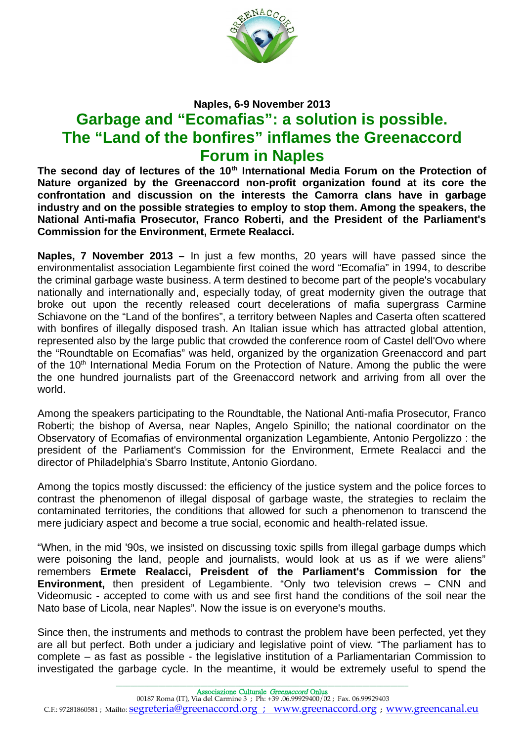**Naples, 6-9 November 2013**

# Garbage and "Ecomafias": a solution is possible. The "Land of the bonfires" inflames the Greenaccord Forum in Naples

**The second day of lectures of the 10th International Media Forum on the Protection of Nature organized by the Greenaccord non-profit organization found at its core the confrontation and discussion on the interests the Camorra clans have in garbage industry and on the possible strategies to employ to stop them. Among the speakers, the National Anti-mafia Prosecutor, Franco Roberti, and the President of the Parliament's Commission for the Environment, Ermete Realacci.**

**Naples, 7 November 2013 –** In just a few months, 20 years will have passed since the environmentalist association Legambiente first coined the word "Ecomafia" in 1994, to describe the criminal garbage waste business. A term destined to become part of the people's vocabulary nationally and internationally and, especially today, of great modernity given the outrage that broke out upon the recently released court decelerations of mafia supergrass Carmine Schiavone on the "Land of the bonfires", a territory between Naples and Caserta often scattered with bonfires of illegally disposed trash. An Italian issue which has attracted global attention, represented also by the large public that crowded the conference room of Castel dell'Ovo where the "Roundtable on Ecomafias" was held, organized by the organization Greenaccord and part of the 10th International Media Forum on the Protection of Nature. Among the public the were the one hundred journalists part of the Greenaccord network and arriving from all over the world.

Among the speakers participating to the Roundtable, the National Anti-mafia Prosecutor, Franco Roberti; the bishop of Aversa, near Naples, Angelo Spinillo; the national coordinator on the Observatory of Ecomafias of environmental organization Legambiente, Antonio Pergolizzo : the president of the Parliament's Commission for the Environment, Ermete Realacci and the director of Philadelphia's Sbarro Institute, Antonio Giordano.

Among the topics mostly discussed: the efficiency of the justice system and the police forces to contrast the phenomenon of illegal disposal of garbage waste, the strategies to reclaim the contaminated territories, the conditions that allowed for such a phenomenon to transcend the mere judiciary aspect and become a true social, economic and health-related issue.

"When, in the mid '90s, we insisted on discussing toxic spills from illegal garbage dumps which were poisoning the land, people and journalists, would look at us as if we were aliens" remembers **Ermete Realacci, Preisdent of the Parliament's Commission for the Environment,** then president of Legambiente. "Only two television crews – CNN and Videomusic - accepted to come with us and see first hand the conditions of the soil near the Nato base of Licola, near Naples". Now the issue is on everyone's mouths.

Since then, the instruments and methods to contrast the problem have been perfected, yet they are all but perfect. Both under a judiciary and legislative point of view. "The parliament has to complete – as fast as possible - the legislative institution of a Parliamentarian Commission to investigated the garbage cycle. In the meantime, it would be extremely useful to spend the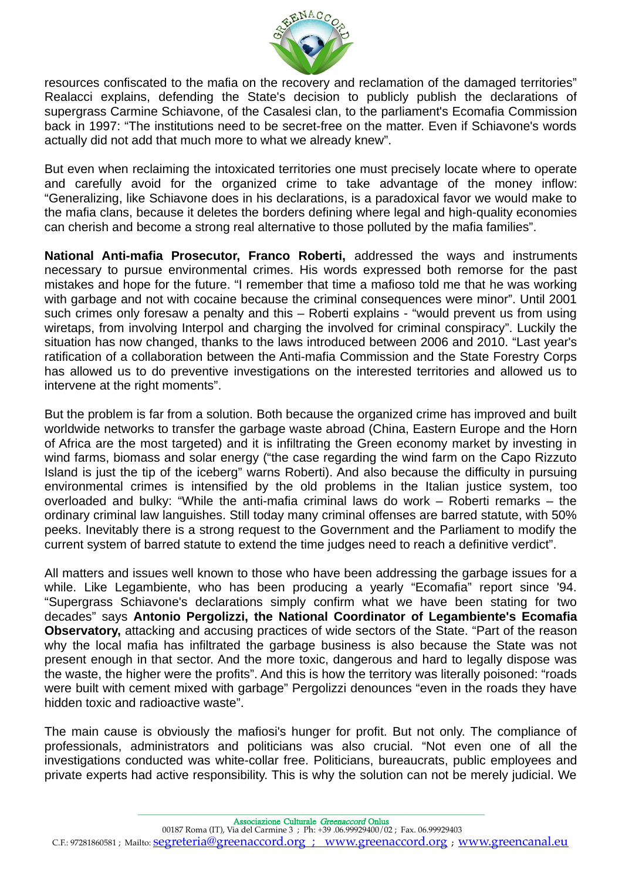resources confiscated to the mafia on the recovery and reclamation of the damaged territories" Realacci explains, defending the State's decision to publicly publish the declarations of supergrass Carmine Schiavone, of the Casalesi clan, to the parliament's Ecomafia Commission back in 1997: "The institutions need to be secret-free on the matter. Even if Schiavone's words actually did not add that much more to what we already knew".

But even when reclaiming the intoxicated territories one must precisely locate where to operate and carefully avoid for the organized crime to take advantage of the money inflow: "Generalizing, like Schiavone does in his declarations, is a paradoxical favor we would make to the mafia clans, because it deletes the borders defining where legal and high-quality economies can cherish and become a strong real alternative to those polluted by the mafia families".

**National Anti-mafia Prosecutor, Franco Roberti,** addressed the ways and instruments necessary to pursue environmental crimes. His words expressed both remorse for the past mistakes and hope for the future. "I remember that time a mafioso told me that he was working with garbage and not with cocaine because the criminal consequences were minor". Until 2001 such crimes only foresaw a penalty and this – Roberti explains - "would prevent us from using wiretaps, from involving Interpol and charging the involved for criminal conspiracy". Luckily the situation has now changed, thanks to the laws introduced between 2006 and 2010. "Last year's ratification of a collaboration between the Anti-mafia Commission and the State Forestry Corps has allowed us to do preventive investigations on the interested territories and allowed us to intervene at the right moments".

But the problem is far from a solution. Both because the organized crime has improved and built worldwide networks to transfer the garbage waste abroad (China, Eastern Europe and the Horn of Africa are the most targeted) and it is infiltrating the Green economy market by investing in wind farms, biomass and solar energy ("the case regarding the wind farm on the Capo Rizzuto Island is just the tip of the iceberg" warns Roberti). And also because the difficulty in pursuing environmental crimes is intensified by the old problems in the Italian justice system, too overloaded and bulky: "While the anti-mafia criminal laws do work – Roberti remarks – the ordinary criminal law languishes. Still today many criminal offenses are barred statute, with 50% peeks. Inevitably there is a strong request to the Government and the Parliament to modify the current system of barred statute to extend the time judges need to reach a definitive verdict".

All matters and issues well known to those who have been addressing the garbage issues for a while. Like Legambiente, who has been producing a yearly "Ecomafia" report since '94. "Supergrass Schiavone's declarations simply confirm what we have been stating for two decades" says **Antonio Pergolizzi, the National Coordinator of Legambiente's Ecomafia Observatory,** attacking and accusing practices of wide sectors of the State. "Part of the reason why the local mafia has infiltrated the garbage business is also because the State was not present enough in that sector. And the more toxic, dangerous and hard to legally dispose was the waste, the higher were the profits". And this is how the territory was literally poisoned: "roads were built with cement mixed with garbage" Pergolizzi denounces "even in the roads they have hidden toxic and radioactive waste".

The main cause is obviously the mafiosi's hunger for profit. But not only. The compliance of professionals, administrators and politicians was also crucial. "Not even one of all the investigations conducted was white-collar free. Politicians, bureaucrats, public employees and private experts had active responsibility. This is why the solution can not be merely judicial. We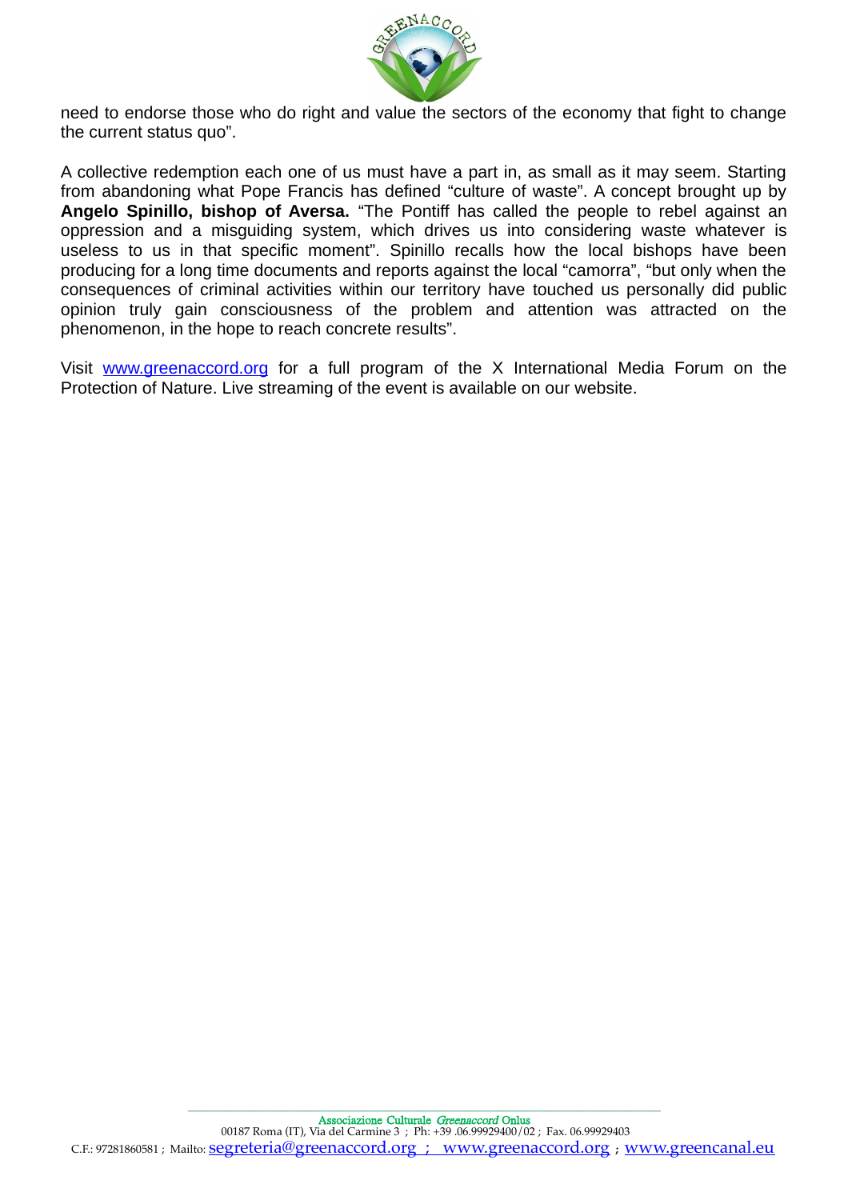need to endorse those who do right and value the sectors of the economy that fight to change the current status quo".

A collective redemption each one of us must have a part in, as small as it may seem. Starting from abandoning what Pope Francis has defined "culture of waste". A concept brought up by **Angelo Spinillo, bishop of Aversa.** "The Pontiff has called the people to rebel against an oppression and a misguiding system, which drives us into considering waste whatever is useless to us in that specific moment". Spinillo recalls how the local bishops have been producing for a long time documents and reports against the local "camorra", "but only when the consequences of criminal activities within our territory have touched us personally did public opinion truly gain consciousness of the problem and attention was attracted on the phenomenon, in the hope to reach concrete results".

Visit www.greenaccord.org for a full program of the X International Media Forum on the Protection of Nature. Live streaming of the event is available on our website.